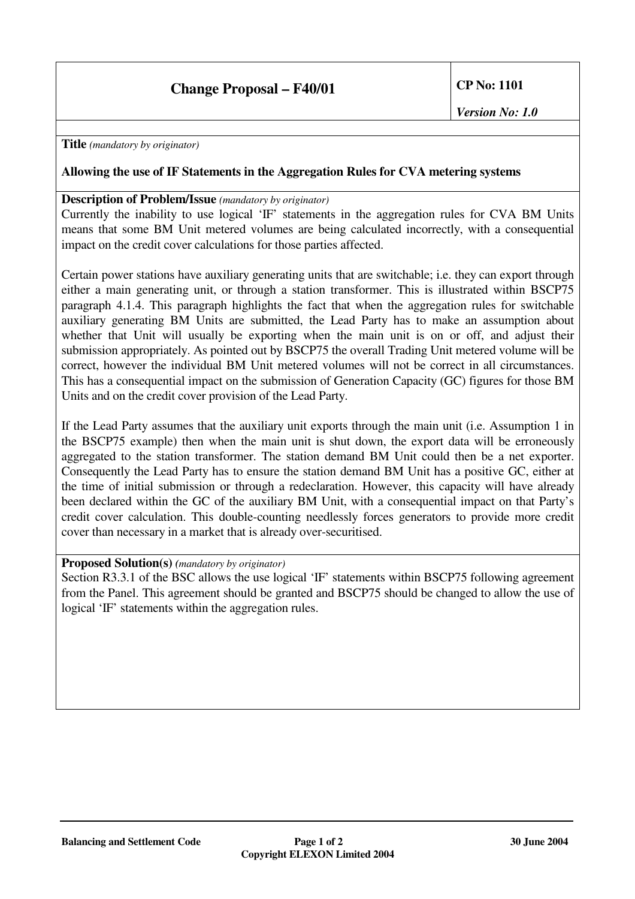| Change Proposal – F40/01 | CP No: 1101<br>*Version No: 1.0* |
|---|---|

**Title** *(mandatory by originator)*

**Allowing the use of IF Statements in the Aggregation Rules for CVA metering systems**

**Description of Problem/Issue** *(mandatory by originator)*

Currently the inability to use logical 'IF' statements in the aggregation rules for CVA BM Units means that some BM Unit metered volumes are being calculated incorrectly, with a consequential impact on the credit cover calculations for those parties affected.

Certain power stations have auxiliary generating units that are switchable; i.e. they can export through either a main generating unit, or through a station transformer. This is illustrated within BSCP75 paragraph 4.1.4. This paragraph highlights the fact that when the aggregation rules for switchable auxiliary generating BM Units are submitted, the Lead Party has to make an assumption about whether that Unit will usually be exporting when the main unit is on or off, and adjust their submission appropriately. As pointed out by BSCP75 the overall Trading Unit metered volume will be correct, however the individual BM Unit metered volumes will not be correct in all circumstances. This has a consequential impact on the submission of Generation Capacity (GC) figures for those BM Units and on the credit cover provision of the Lead Party.

If the Lead Party assumes that the auxiliary unit exports through the main unit (i.e. Assumption 1 in the BSCP75 example) then when the main unit is shut down, the export data will be erroneously aggregated to the station transformer. The station demand BM Unit could then be a net exporter. Consequently the Lead Party has to ensure the station demand BM Unit has a positive GC, either at the time of initial submission or through a redeclaration. However, this capacity will have already been declared within the GC of the auxiliary BM Unit, with a consequential impact on that Party's credit cover calculation. This double-counting needlessly forces generators to provide more credit cover than necessary in a market that is already over-securitised.

**Proposed Solution(s)** *(mandatory by originator)*

Section R3.3.1 of the BSC allows the use logical 'IF' statements within BSCP75 following agreement from the Panel. This agreement should be granted and BSCP75 should be changed to allow the use of logical 'IF' statements within the aggregation rules.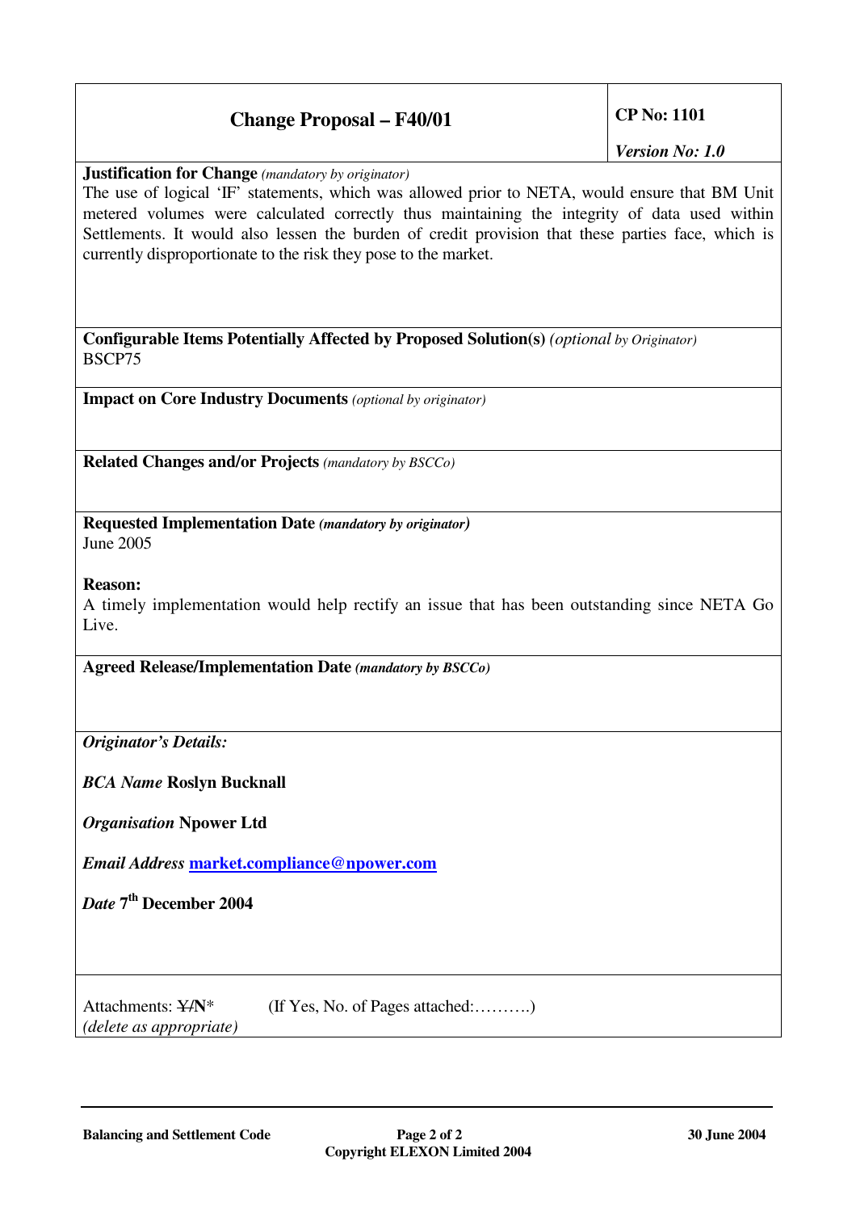| **Change Proposal – F40/01** | **CP No: 1101** |
|---|---|
| | ***Version No: 1.0*** |

**Justification for Change** *(mandatory by originator)*

The use of logical 'IF' statements, which was allowed prior to NETA, would ensure that BM Unit metered volumes were calculated correctly thus maintaining the integrity of data used within Settlements. It would also lessen the burden of credit provision that these parties face, which is currently disproportionate to the risk they pose to the market.

**Configurable Items Potentially Affected by Proposed Solution(s)** *(optional by Originator)*

BSCP75

**Impact on Core Industry Documents** *(optional by originator)*

**Related Changes and/or Projects** *(mandatory by BSCCo)*

**Requested Implementation Date** ***(mandatory by originator)***

June 2005

**Reason:**

A timely implementation would help rectify an issue that has been outstanding since NETA Go Live.

**Agreed Release/Implementation Date** ***(mandatory by BSCCo)***

***Originator's Details:***

***BCA Name*** **Roslyn Bucknall**

***Organisation*** **Npower Ltd**

***Email Address*** **market.compliance@npower.com**

***Date*** **7th December 2004**

Attachments: ~~Y~~/**N*** (If Yes, No. of Pages attached:……….)
*(delete as appropriate)*